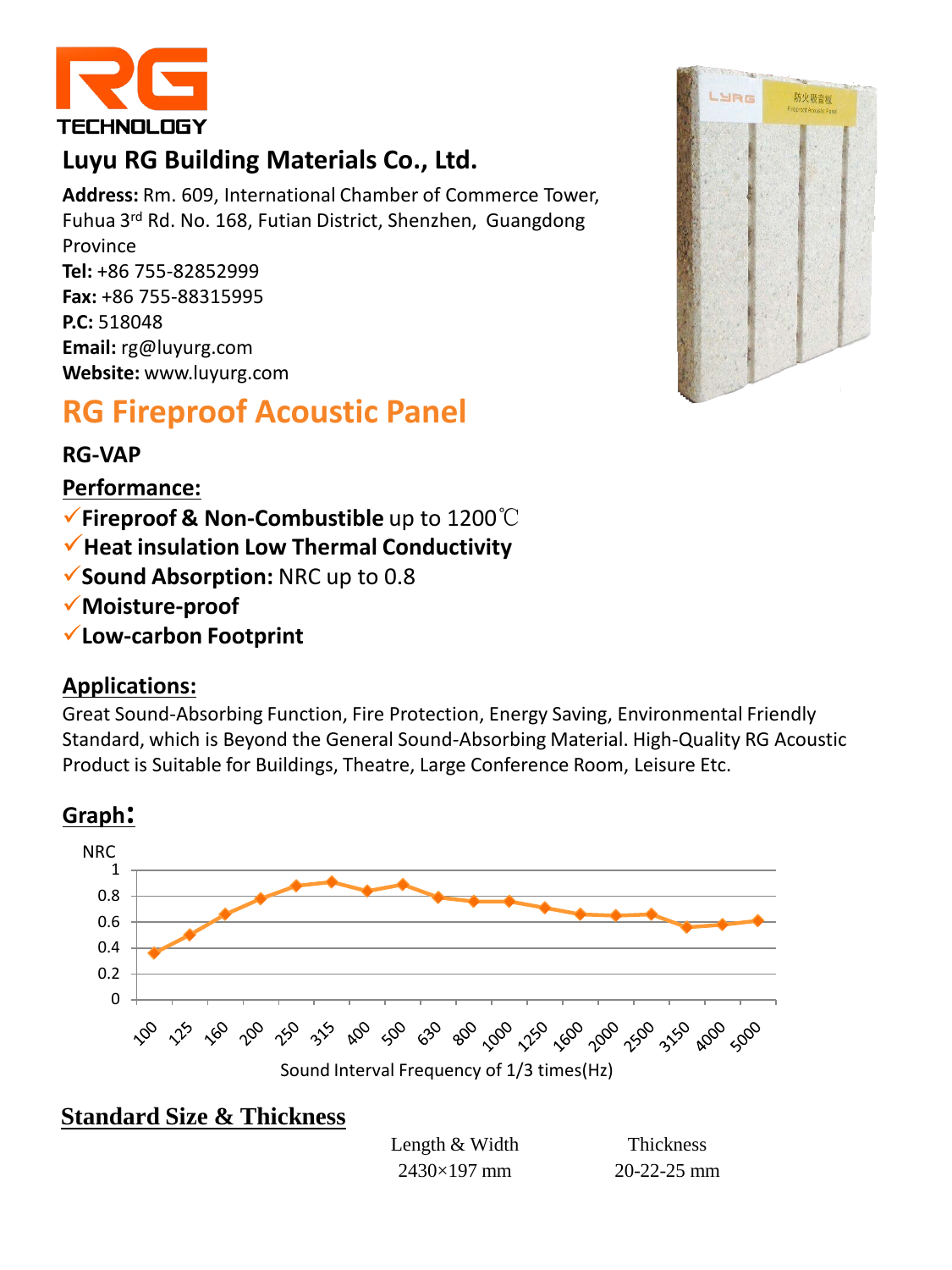RG TECHNOLOGY

# Luyu RG Building Materials Co., Ltd.

**Address:** Rm. 609, International Chamber of Commerce Tower, Fuhua 3rd Rd. No. 168, Futian District, Shenzhen, Guangdong Province
**Tel:** +86 755-82852999
**Fax:** +86 755-88315995
**P.C:** 518048
**Email:** rg@luyurg.com
**Website:** www.luyurg.com

## RG Fireproof Acoustic Panel

### RG-VAP

**Performance:**

- ✓**Fireproof & Non-Combustible** up to 1200℃
- ✓**Heat insulation Low Thermal Conductivity**
- ✓**Sound Absorption:** NRC up to 0.8
- ✓**Moisture-proof**
- ✓**Low-carbon Footprint**

**Applications:**

Great Sound-Absorbing Function, Fire Protection, Energy Saving, Environmental Friendly Standard, which is Beyond the General Sound-Absorbing Material. High-Quality RG Acoustic Product is Suitable for Buildings, Theatre, Large Conference Room, Leisure Etc.

**Graph:**

NRC

Sound Interval Frequency of 1/3 times(Hz)

**Standard Size & Thickness**

| Length & Width | Thickness |
|---|---|
| 2430×197 mm | 20-22-25 mm |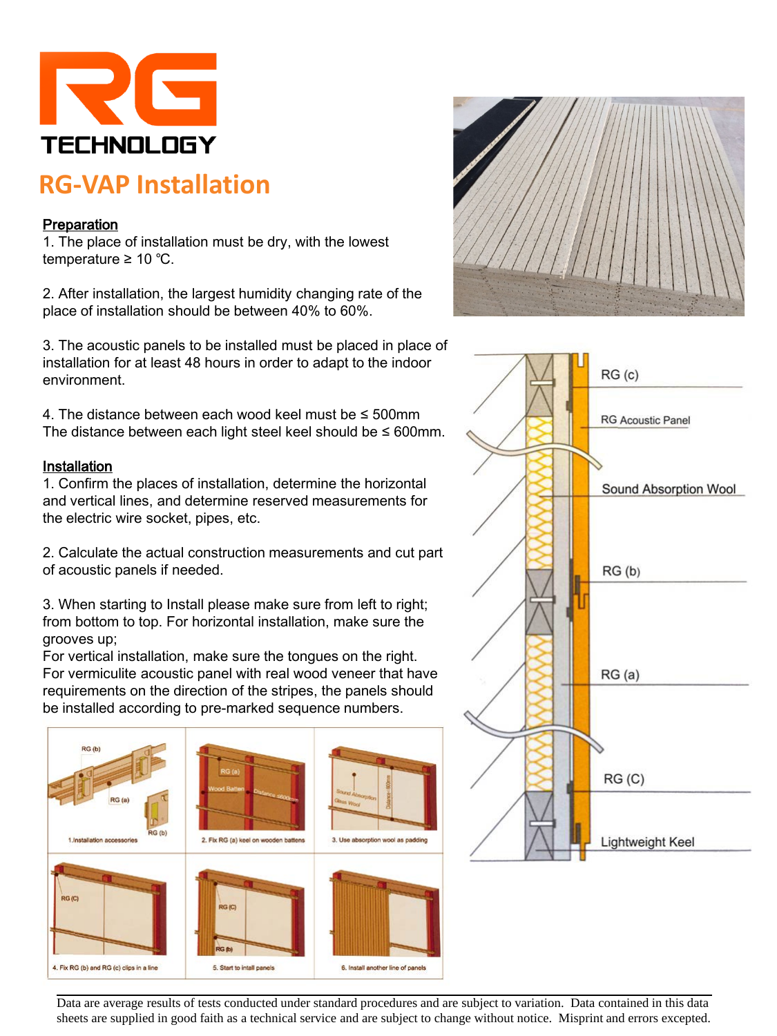# RG-VAP Installation

## Preparation

1. The place of installation must be dry, with the lowest temperature ≥ 10 ℃.

2. After installation, the largest humidity changing rate of the place of installation should be between 40% to 60%.

3. The acoustic panels to be installed must be placed in place of installation for at least 48 hours in order to adapt to the indoor environment.

4. The distance between each wood keel must be ≤ 500mm
The distance between each light steel keel should be ≤ 600mm.

## Installation

1. Confirm the places of installation, determine the horizontal and vertical lines, and determine reserved measurements for the electric wire socket, pipes, etc.

2. Calculate the actual construction measurements and cut part of acoustic panels if needed.

3. When starting to Install please make sure from left to right; from bottom to top. For horizontal installation, make sure the grooves up;
For vertical installation, make sure the tongues on the right.
For vermiculite acoustic panel with real wood veneer that have requirements on the direction of the stripes, the panels should be installed according to pre-marked sequence numbers.

RG (c)
RG Acoustic Panel
Sound Absorption Wool
RG (b)
RG (a)
RG (C)
Lightweight Keel

1. Installation accessories
2. Fix RG (a) keel on wooden battens
3. Use absorption wool as padding
4. Fix RG (b) and RG (c) clips in a line
5. Start to intall panels
6. Install another line of panels

Data are average results of tests conducted under standard procedures and are subject to variation. Data contained in this data sheets are supplied in good faith as a technical service and are subject to change without notice. Misprint and errors excepted.